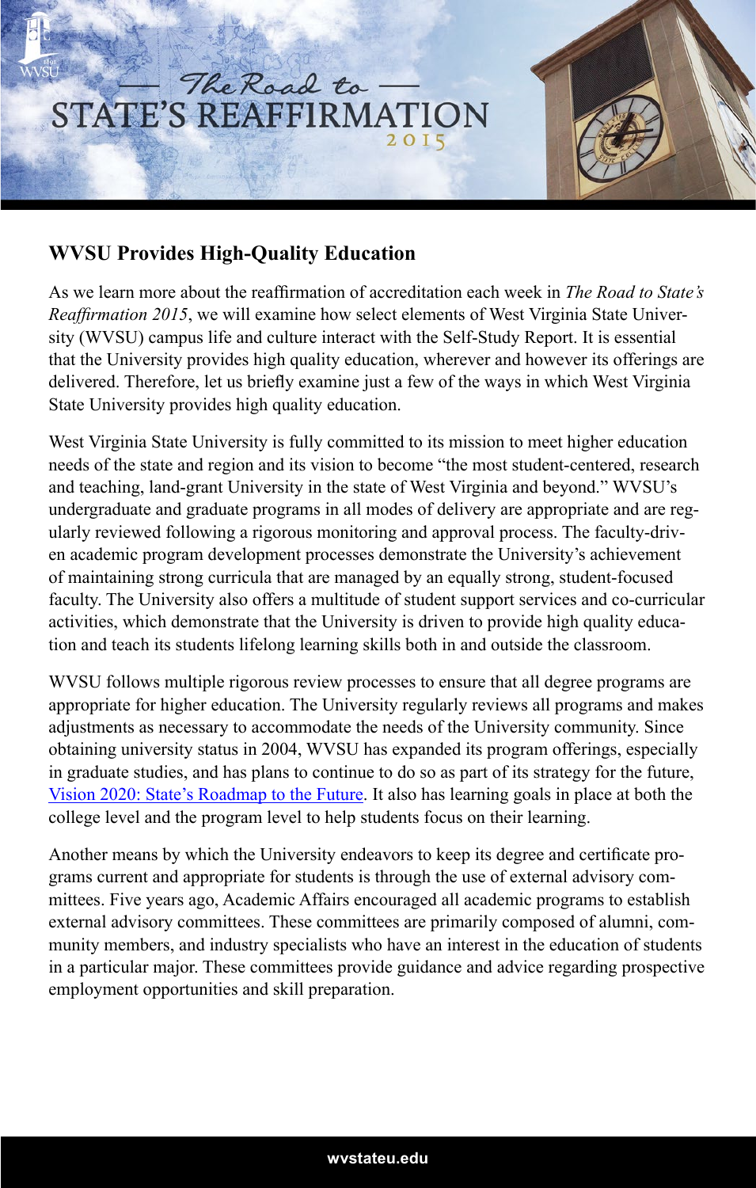# The Road to STATE'S REAFFIRMATION 2015

## WVSU Provides High-Quality Education

As we learn more about the reaffirmation of accreditation each week in *The Road to State's Reaffirmation 2015*, we will examine how select elements of West Virginia State University (WVSU) campus life and culture interact with the Self-Study Report. It is essential that the University provides high quality education, wherever and however its offerings are delivered. Therefore, let us briefly examine just a few of the ways in which West Virginia State University provides high quality education.

West Virginia State University is fully committed to its mission to meet higher education needs of the state and region and its vision to become "the most student-centered, research and teaching, land-grant University in the state of West Virginia and beyond." WVSU's undergraduate and graduate programs in all modes of delivery are appropriate and are regularly reviewed following a rigorous monitoring and approval process. The faculty-driven academic program development processes demonstrate the University's achievement of maintaining strong curricula that are managed by an equally strong, student-focused faculty. The University also offers a multitude of student support services and co-curricular activities, which demonstrate that the University is driven to provide high quality education and teach its students lifelong learning skills both in and outside the classroom.

WVSU follows multiple rigorous review processes to ensure that all degree programs are appropriate for higher education. The University regularly reviews all programs and makes adjustments as necessary to accommodate the needs of the University community. Since obtaining university status in 2004, WVSU has expanded its program offerings, especially in graduate studies, and has plans to continue to do so as part of its strategy for the future, Vision 2020: State's Roadmap to the Future. It also has learning goals in place at both the college level and the program level to help students focus on their learning.

Another means by which the University endeavors to keep its degree and certificate programs current and appropriate for students is through the use of external advisory committees. Five years ago, Academic Affairs encouraged all academic programs to establish external advisory committees. These committees are primarily composed of alumni, community members, and industry specialists who have an interest in the education of students in a particular major. These committees provide guidance and advice regarding prospective employment opportunities and skill preparation.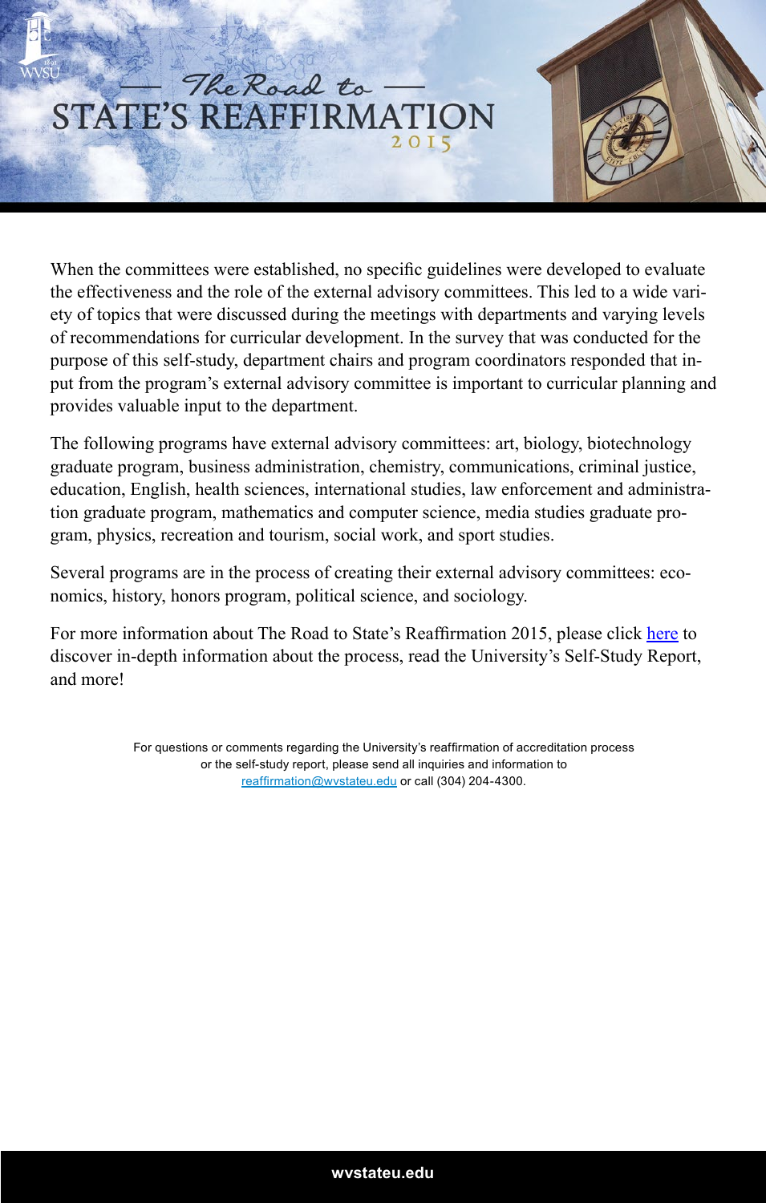When the committees were established, no specific guidelines were developed to evaluate the effectiveness and the role of the external advisory committees. This led to a wide variety of topics that were discussed during the meetings with departments and varying levels of recommendations for curricular development. In the survey that was conducted for the purpose of this self-study, department chairs and program coordinators responded that input from the program's external advisory committee is important to curricular planning and provides valuable input to the department.

The following programs have external advisory committees: art, biology, biotechnology graduate program, business administration, chemistry, communications, criminal justice, education, English, health sciences, international studies, law enforcement and administration graduate program, mathematics and computer science, media studies graduate program, physics, recreation and tourism, social work, and sport studies.

Several programs are in the process of creating their external advisory committees: economics, history, honors program, political science, and sociology.

For more information about The Road to State's Reaffirmation 2015, please click here to discover in-depth information about the process, read the University's Self-Study Report, and more!

For questions or comments regarding the University's reaffirmation of accreditation process or the self-study report, please send all inquiries and information to reaffirmation@wvstateu.edu or call (304) 204-4300.